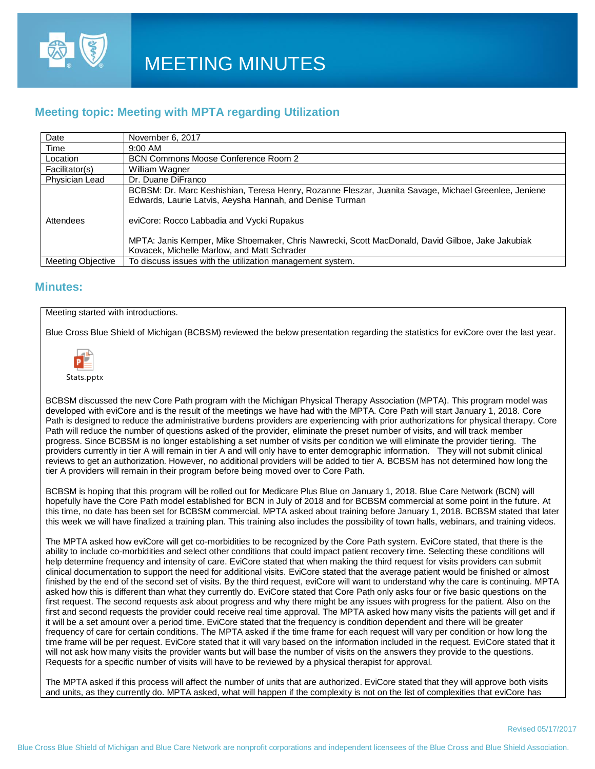# MEETING MINUTES

## Meeting topic: Meeting with MPTA regarding Utilization

| | |
|---|---|
| Date | November 6, 2017 |
| Time | 9:00 AM |
| Location | BCN Commons Moose Conference Room 2 |
| Facilitator(s) | William Wagner |
| Physician Lead | Dr. Duane DiFranco |
| Attendees | BCBSM: Dr. Marc Keshishian, Teresa Henry, Rozanne Fleszar, Juanita Savage, Michael Greenlee, Jeniene Edwards, Laurie Latvis, Aeysha Hannah, and Denise Turman<br><br>eviCore: Rocco Labbadia and Vycki Rupakus<br><br>MPTA: Janis Kemper, Mike Shoemaker, Chris Nawrecki, Scott MacDonald, David Gilboe, Jake Jakubiak Kovacek, Michelle Marlow, and Matt Schrader |
| Meeting Objective | To discuss issues with the utilization management system. |

## Minutes:

Meeting started with introductions.

Blue Cross Blue Shield of Michigan (BCBSM) reviewed the below presentation regarding the statistics for eviCore over the last year.

Stats.pptx

BCBSM discussed the new Core Path program with the Michigan Physical Therapy Association (MPTA). This program model was developed with eviCore and is the result of the meetings we have had with the MPTA. Core Path will start January 1, 2018. Core Path is designed to reduce the administrative burdens providers are experiencing with prior authorizations for physical therapy. Core Path will reduce the number of questions asked of the provider, eliminate the preset number of visits, and will track member progress. Since BCBSM is no longer establishing a set number of visits per condition we will eliminate the provider tiering. The providers currently in tier A will remain in tier A and will only have to enter demographic information. They will not submit clinical reviews to get an authorization. However, no additional providers will be added to tier A. BCBSM has not determined how long the tier A providers will remain in their program before being moved over to Core Path.

BCBSM is hoping that this program will be rolled out for Medicare Plus Blue on January 1, 2018. Blue Care Network (BCN) will hopefully have the Core Path model established for BCN in July of 2018 and for BCBSM commercial at some point in the future. At this time, no date has been set for BCBSM commercial. MPTA asked about training before January 1, 2018. BCBSM stated that later this week we will have finalized a training plan. This training also includes the possibility of town halls, webinars, and training videos.

The MPTA asked how eviCore will get co-morbidities to be recognized by the Core Path system. EviCore stated, that there is the ability to include co-morbidities and select other conditions that could impact patient recovery time. Selecting these conditions will help determine frequency and intensity of care. EviCore stated that when making the third request for visits providers can submit clinical documentation to support the need for additional visits. EviCore stated that the average patient would be finished or almost finished by the end of the second set of visits. By the third request, eviCore will want to understand why the care is continuing. MPTA asked how this is different than what they currently do. EviCore stated that Core Path only asks four or five basic questions on the first request. The second requests ask about progress and why there might be any issues with progress for the patient. Also on the first and second requests the provider could receive real time approval. The MPTA asked how many visits the patients will get and if it will be a set amount over a period time. EviCore stated that the frequency is condition dependent and there will be greater frequency of care for certain conditions. The MPTA asked if the time frame for each request will vary per condition or how long the time frame will be per request. EviCore stated that it will vary based on the information included in the request. EviCore stated that it will not ask how many visits the provider wants but will base the number of visits on the answers they provide to the questions. Requests for a specific number of visits will have to be reviewed by a physical therapist for approval.

The MPTA asked if this process will affect the number of units that are authorized. EviCore stated that they will approve both visits and units, as they currently do. MPTA asked, what will happen if the complexity is not on the list of complexities that eviCore has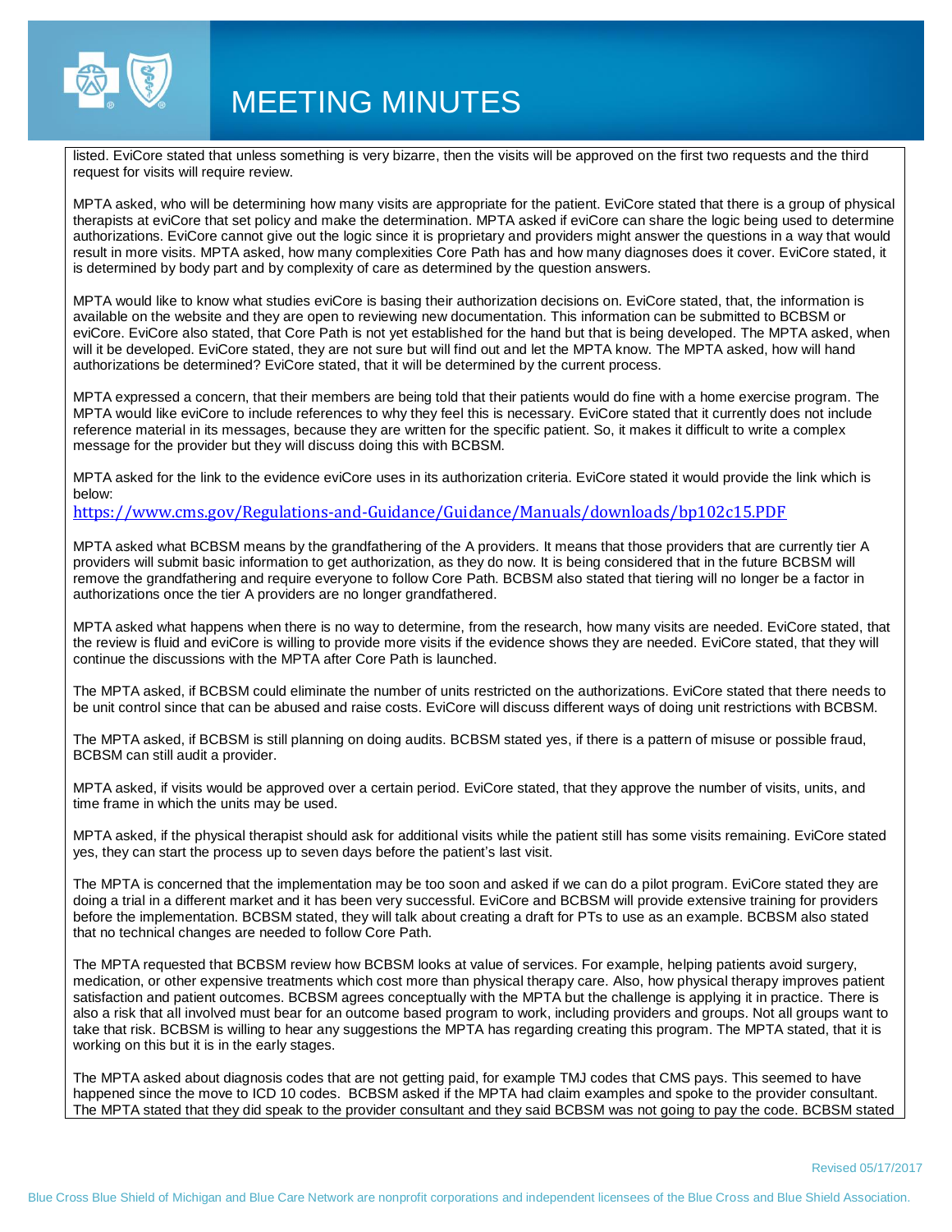listed. EviCore stated that unless something is very bizarre, then the visits will be approved on the first two requests and the third request for visits will require review.

MPTA asked, who will be determining how many visits are appropriate for the patient. EviCore stated that there is a group of physical therapists at eviCore that set policy and make the determination. MPTA asked if eviCore can share the logic being used to determine authorizations. EviCore cannot give out the logic since it is proprietary and providers might answer the questions in a way that would result in more visits. MPTA asked, how many complexities Core Path has and how many diagnoses does it cover. EviCore stated, it is determined by body part and by complexity of care as determined by the question answers.

MPTA would like to know what studies eviCore is basing their authorization decisions on. EviCore stated, that, the information is available on the website and they are open to reviewing new documentation. This information can be submitted to BCBSM or eviCore. EviCore also stated, that Core Path is not yet established for the hand but that is being developed. The MPTA asked, when will it be developed. EviCore stated, they are not sure but will find out and let the MPTA know. The MPTA asked, how will hand authorizations be determined? EviCore stated, that it will be determined by the current process.

MPTA expressed a concern, that their members are being told that their patients would do fine with a home exercise program. The MPTA would like eviCore to include references to why they feel this is necessary. EviCore stated that it currently does not include reference material in its messages, because they are written for the specific patient. So, it makes it difficult to write a complex message for the provider but they will discuss doing this with BCBSM.

MPTA asked for the link to the evidence eviCore uses in its authorization criteria. EviCore stated it would provide the link which is below:
https://www.cms.gov/Regulations-and-Guidance/Guidance/Manuals/downloads/bp102c15.PDF

MPTA asked what BCBSM means by the grandfathering of the A providers. It means that those providers that are currently tier A providers will submit basic information to get authorization, as they do now. It is being considered that in the future BCBSM will remove the grandfathering and require everyone to follow Core Path. BCBSM also stated that tiering will no longer be a factor in authorizations once the tier A providers are no longer grandfathered.

MPTA asked what happens when there is no way to determine, from the research, how many visits are needed. EviCore stated, that the review is fluid and eviCore is willing to provide more visits if the evidence shows they are needed. EviCore stated, that they will continue the discussions with the MPTA after Core Path is launched.

The MPTA asked, if BCBSM could eliminate the number of units restricted on the authorizations. EviCore stated that there needs to be unit control since that can be abused and raise costs. EviCore will discuss different ways of doing unit restrictions with BCBSM.

The MPTA asked, if BCBSM is still planning on doing audits. BCBSM stated yes, if there is a pattern of misuse or possible fraud, BCBSM can still audit a provider.

MPTA asked, if visits would be approved over a certain period. EviCore stated, that they approve the number of visits, units, and time frame in which the units may be used.

MPTA asked, if the physical therapist should ask for additional visits while the patient still has some visits remaining. EviCore stated yes, they can start the process up to seven days before the patient's last visit.

The MPTA is concerned that the implementation may be too soon and asked if we can do a pilot program. EviCore stated they are doing a trial in a different market and it has been very successful. EviCore and BCBSM will provide extensive training for providers before the implementation. BCBSM stated, they will talk about creating a draft for PTs to use as an example. BCBSM also stated that no technical changes are needed to follow Core Path.

The MPTA requested that BCBSM review how BCBSM looks at value of services. For example, helping patients avoid surgery, medication, or other expensive treatments which cost more than physical therapy care. Also, how physical therapy improves patient satisfaction and patient outcomes. BCBSM agrees conceptually with the MPTA but the challenge is applying it in practice. There is also a risk that all involved must bear for an outcome based program to work, including providers and groups. Not all groups want to take that risk. BCBSM is willing to hear any suggestions the MPTA has regarding creating this program. The MPTA stated, that it is working on this but it is in the early stages.

The MPTA asked about diagnosis codes that are not getting paid, for example TMJ codes that CMS pays. This seemed to have happened since the move to ICD 10 codes. BCBSM asked if the MPTA had claim examples and spoke to the provider consultant. The MPTA stated that they did speak to the provider consultant and they said BCBSM was not going to pay the code. BCBSM stated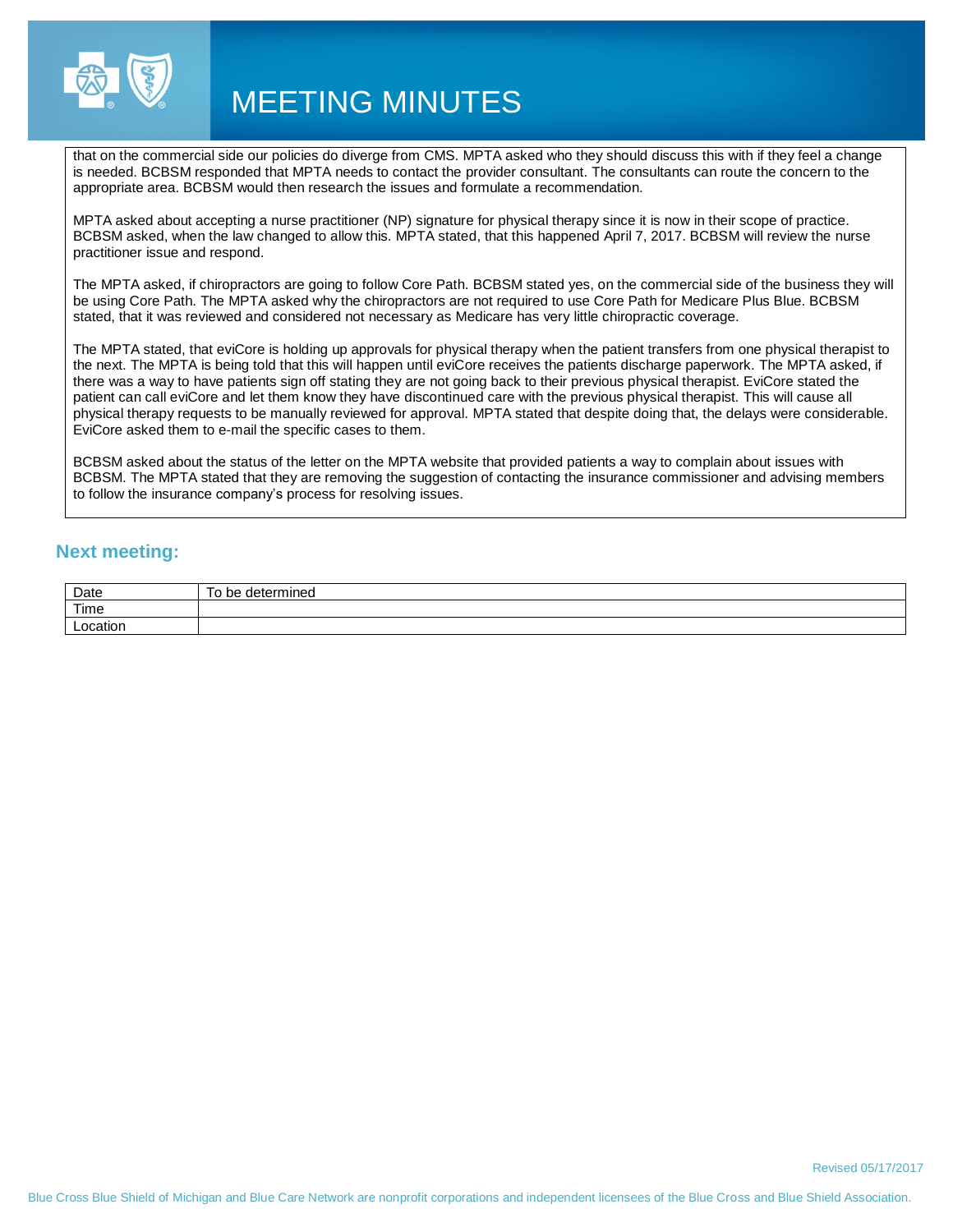that on the commercial side our policies do diverge from CMS. MPTA asked who they should discuss this with if they feel a change is needed. BCBSM responded that MPTA needs to contact the provider consultant. The consultants can route the concern to the appropriate area. BCBSM would then research the issues and formulate a recommendation.

MPTA asked about accepting a nurse practitioner (NP) signature for physical therapy since it is now in their scope of practice. BCBSM asked, when the law changed to allow this. MPTA stated, that this happened April 7, 2017. BCBSM will review the nurse practitioner issue and respond.

The MPTA asked, if chiropractors are going to follow Core Path. BCBSM stated yes, on the commercial side of the business they will be using Core Path. The MPTA asked why the chiropractors are not required to use Core Path for Medicare Plus Blue. BCBSM stated, that it was reviewed and considered not necessary as Medicare has very little chiropractic coverage.

The MPTA stated, that eviCore is holding up approvals for physical therapy when the patient transfers from one physical therapist to the next. The MPTA is being told that this will happen until eviCore receives the patients discharge paperwork. The MPTA asked, if there was a way to have patients sign off stating they are not going back to their previous physical therapist. EviCore stated the patient can call eviCore and let them know they have discontinued care with the previous physical therapist. This will cause all physical therapy requests to be manually reviewed for approval. MPTA stated that despite doing that, the delays were considerable. EviCore asked them to e-mail the specific cases to them.

BCBSM asked about the status of the letter on the MPTA website that provided patients a way to complain about issues with BCBSM. The MPTA stated that they are removing the suggestion of contacting the insurance commissioner and advising members to follow the insurance company's process for resolving issues.

## Next meeting:

| | |
|---|---|
| Date | To be determined |
| Time | |
| Location | |

Revised 05/17/2017

Blue Cross Blue Shield of Michigan and Blue Care Network are nonprofit corporations and independent licensees of the Blue Cross and Blue Shield Association.